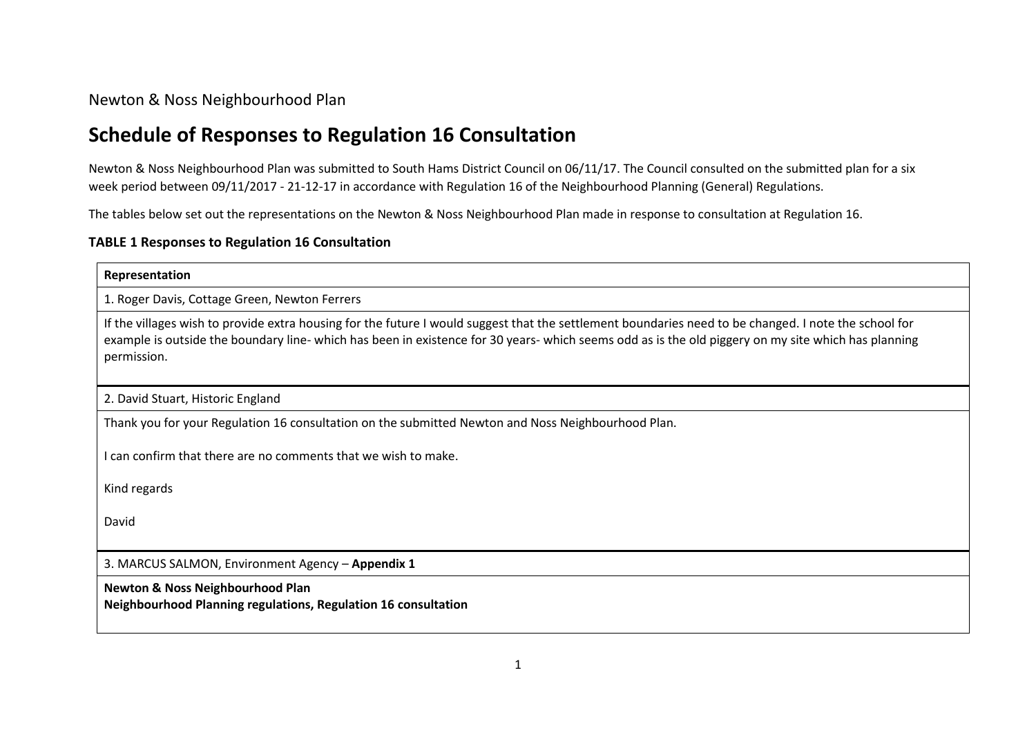Newton & Noss Neighbourhood Plan

# Schedule of Responses to Regulation 16 Consultation

Newton & Noss Neighbourhood Plan was submitted to South Hams District Council on 06/11/17. The Council consulted on the submitted plan for a six week period between 09/11/2017 - 21-12-17 in accordance with Regulation 16 of the Neighbourhood Planning (General) Regulations.

The tables below set out the representations on the Newton & Noss Neighbourhood Plan made in response to consultation at Regulation 16.

**TABLE 1 Responses to Regulation 16 Consultation**

| **Representation** |
|---|
| 1. Roger Davis, Cottage Green, Newton Ferrers |
| If the villages wish to provide extra housing for the future I would suggest that the settlement boundaries need to be changed. I note the school for example is outside the boundary line- which has been in existence for 30 years- which seems odd as is the old piggery on my site which has planning permission. |
| 2. David Stuart, Historic England |
| Thank you for your Regulation 16 consultation on the submitted Newton and Noss Neighbourhood Plan.<br><br>I can confirm that there are no comments that we wish to make.<br><br>Kind regards<br><br>David |
| 3. MARCUS SALMON, Environment Agency – **Appendix 1** |
| **Newton & Noss Neighbourhood Plan**<br>**Neighbourhood Planning regulations, Regulation 16 consultation** |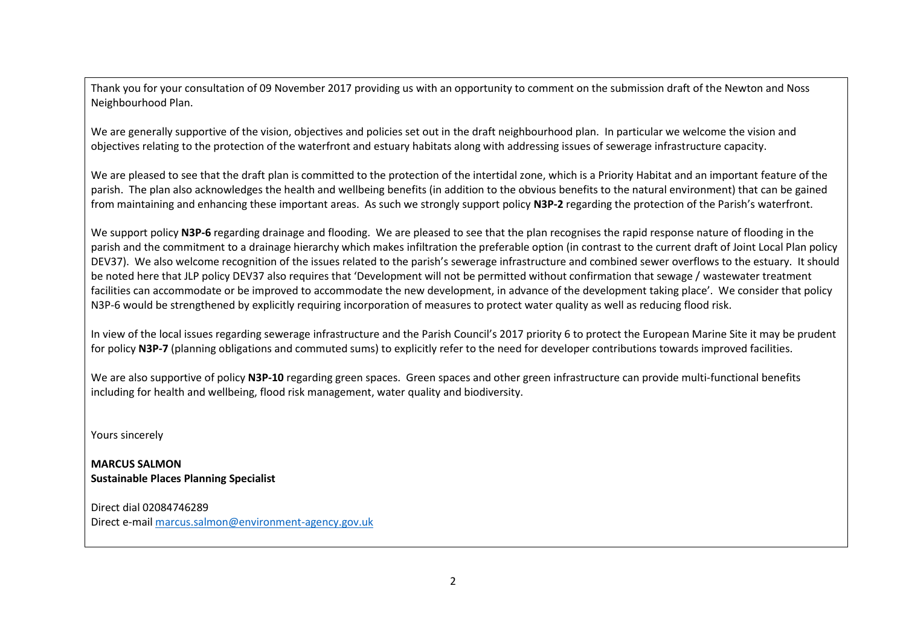Thank you for your consultation of 09 November 2017 providing us with an opportunity to comment on the submission draft of the Newton and Noss Neighbourhood Plan.

We are generally supportive of the vision, objectives and policies set out in the draft neighbourhood plan. In particular we welcome the vision and objectives relating to the protection of the waterfront and estuary habitats along with addressing issues of sewerage infrastructure capacity.

We are pleased to see that the draft plan is committed to the protection of the intertidal zone, which is a Priority Habitat and an important feature of the parish. The plan also acknowledges the health and wellbeing benefits (in addition to the obvious benefits to the natural environment) that can be gained from maintaining and enhancing these important areas. As such we strongly support policy **N3P-2** regarding the protection of the Parish's waterfront.

We support policy **N3P-6** regarding drainage and flooding. We are pleased to see that the plan recognises the rapid response nature of flooding in the parish and the commitment to a drainage hierarchy which makes infiltration the preferable option (in contrast to the current draft of Joint Local Plan policy DEV37). We also welcome recognition of the issues related to the parish's sewerage infrastructure and combined sewer overflows to the estuary. It should be noted here that JLP policy DEV37 also requires that 'Development will not be permitted without confirmation that sewage / wastewater treatment facilities can accommodate or be improved to accommodate the new development, in advance of the development taking place'. We consider that policy N3P-6 would be strengthened by explicitly requiring incorporation of measures to protect water quality as well as reducing flood risk.

In view of the local issues regarding sewerage infrastructure and the Parish Council's 2017 priority 6 to protect the European Marine Site it may be prudent for policy **N3P-7** (planning obligations and commuted sums) to explicitly refer to the need for developer contributions towards improved facilities.

We are also supportive of policy **N3P-10** regarding green spaces. Green spaces and other green infrastructure can provide multi-functional benefits including for health and wellbeing, flood risk management, water quality and biodiversity.

Yours sincerely

**MARCUS SALMON**
**Sustainable Places Planning Specialist**

Direct dial 02084746289
Direct e-mail marcus.salmon@environment-agency.gov.uk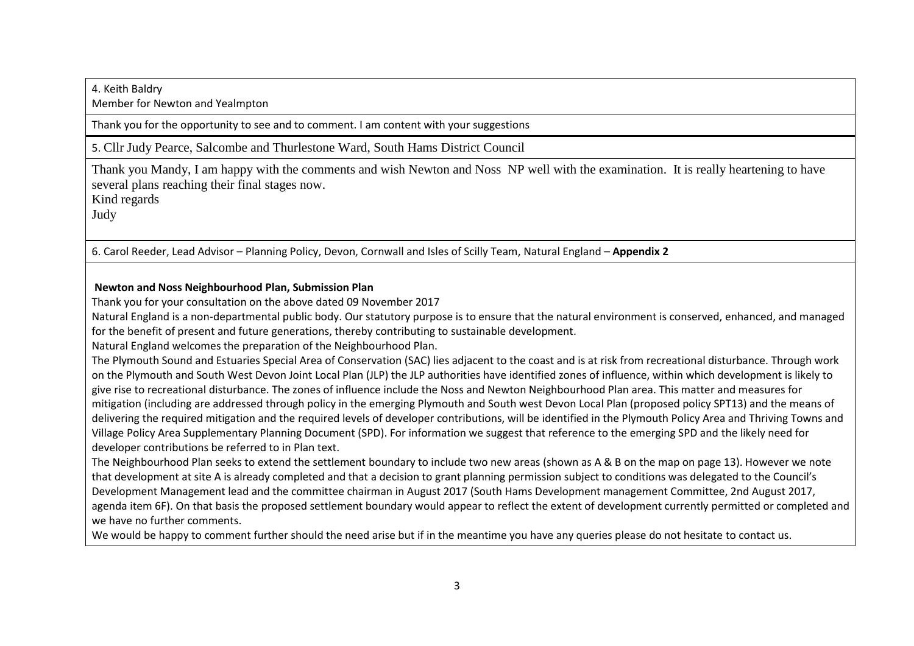4. Keith Baldry
Member for Newton and Yealmpton

Thank you for the opportunity to see and to comment. I am content with your suggestions

5. Cllr Judy Pearce, Salcombe and Thurlestone Ward, South Hams District Council

Thank you Mandy, I am happy with the comments and wish Newton and Noss NP well with the examination. It is really heartening to have several plans reaching their final stages now.
Kind regards
Judy

6. Carol Reeder, Lead Advisor – Planning Policy, Devon, Cornwall and Isles of Scilly Team, Natural England – **Appendix 2**

**Newton and Noss Neighbourhood Plan, Submission Plan**

Thank you for your consultation on the above dated 09 November 2017

Natural England is a non-departmental public body. Our statutory purpose is to ensure that the natural environment is conserved, enhanced, and managed for the benefit of present and future generations, thereby contributing to sustainable development.

Natural England welcomes the preparation of the Neighbourhood Plan.

The Plymouth Sound and Estuaries Special Area of Conservation (SAC) lies adjacent to the coast and is at risk from recreational disturbance. Through work on the Plymouth and South West Devon Joint Local Plan (JLP) the JLP authorities have identified zones of influence, within which development is likely to give rise to recreational disturbance. The zones of influence include the Noss and Newton Neighbourhood Plan area. This matter and measures for mitigation (including are addressed through policy in the emerging Plymouth and South west Devon Local Plan (proposed policy SPT13) and the means of delivering the required mitigation and the required levels of developer contributions, will be identified in the Plymouth Policy Area and Thriving Towns and Village Policy Area Supplementary Planning Document (SPD). For information we suggest that reference to the emerging SPD and the likely need for developer contributions be referred to in Plan text.

The Neighbourhood Plan seeks to extend the settlement boundary to include two new areas (shown as A & B on the map on page 13). However we note that development at site A is already completed and that a decision to grant planning permission subject to conditions was delegated to the Council's Development Management lead and the committee chairman in August 2017 (South Hams Development management Committee, 2nd August 2017, agenda item 6F). On that basis the proposed settlement boundary would appear to reflect the extent of development currently permitted or completed and we have no further comments.

We would be happy to comment further should the need arise but if in the meantime you have any queries please do not hesitate to contact us.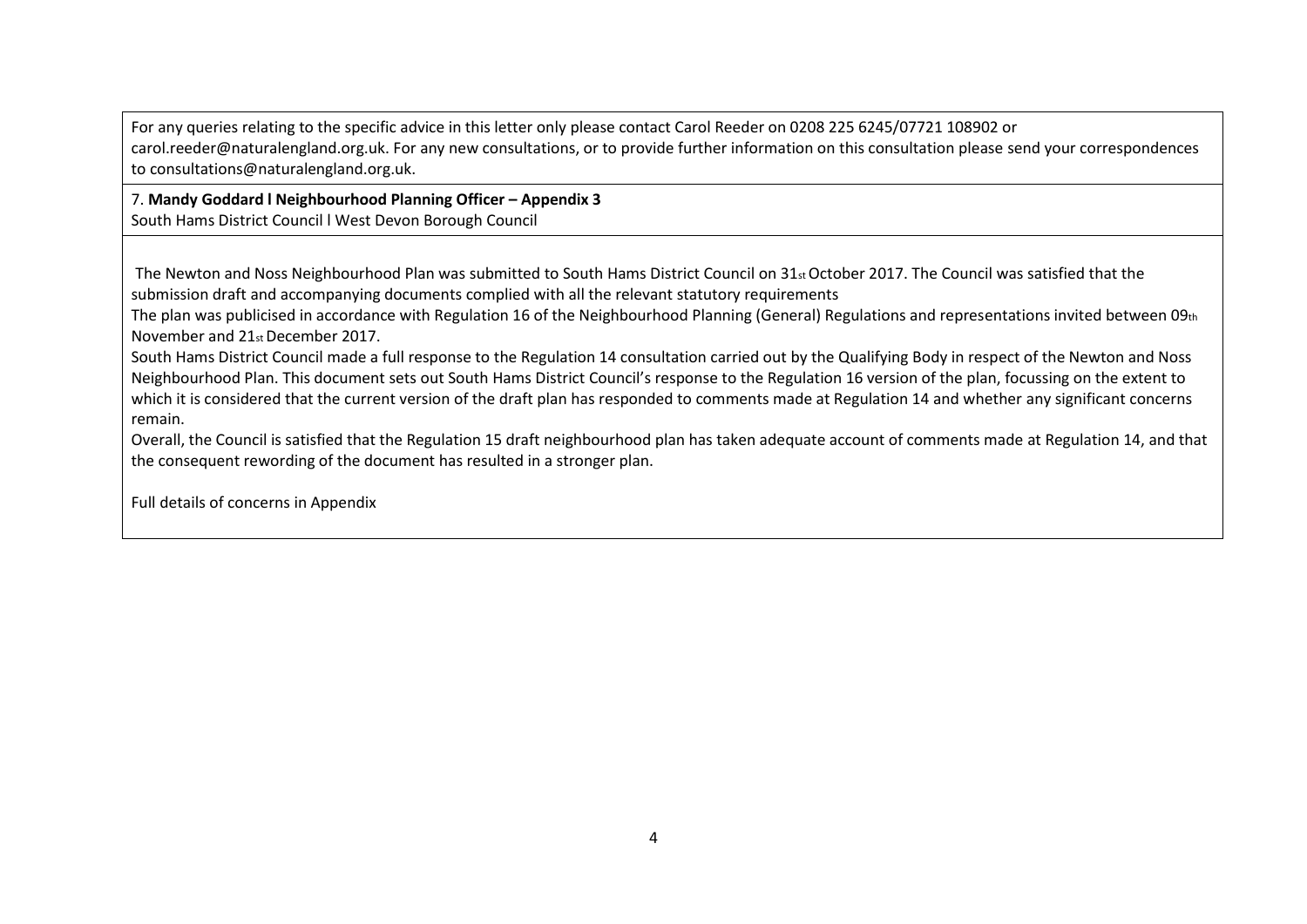For any queries relating to the specific advice in this letter only please contact Carol Reeder on 0208 225 6245/07721 108902 or carol.reeder@naturalengland.org.uk. For any new consultations, or to provide further information on this consultation please send your correspondences to consultations@naturalengland.org.uk.

7. **Mandy Goddard l Neighbourhood Planning Officer – Appendix 3**
South Hams District Council l West Devon Borough Council

The Newton and Noss Neighbourhood Plan was submitted to South Hams District Council on 31st October 2017. The Council was satisfied that the submission draft and accompanying documents complied with all the relevant statutory requirements

The plan was publicised in accordance with Regulation 16 of the Neighbourhood Planning (General) Regulations and representations invited between 09th November and 21st December 2017.

South Hams District Council made a full response to the Regulation 14 consultation carried out by the Qualifying Body in respect of the Newton and Noss Neighbourhood Plan. This document sets out South Hams District Council's response to the Regulation 16 version of the plan, focussing on the extent to which it is considered that the current version of the draft plan has responded to comments made at Regulation 14 and whether any significant concerns remain.

Overall, the Council is satisfied that the Regulation 15 draft neighbourhood plan has taken adequate account of comments made at Regulation 14, and that the consequent rewording of the document has resulted in a stronger plan.

Full details of concerns in Appendix